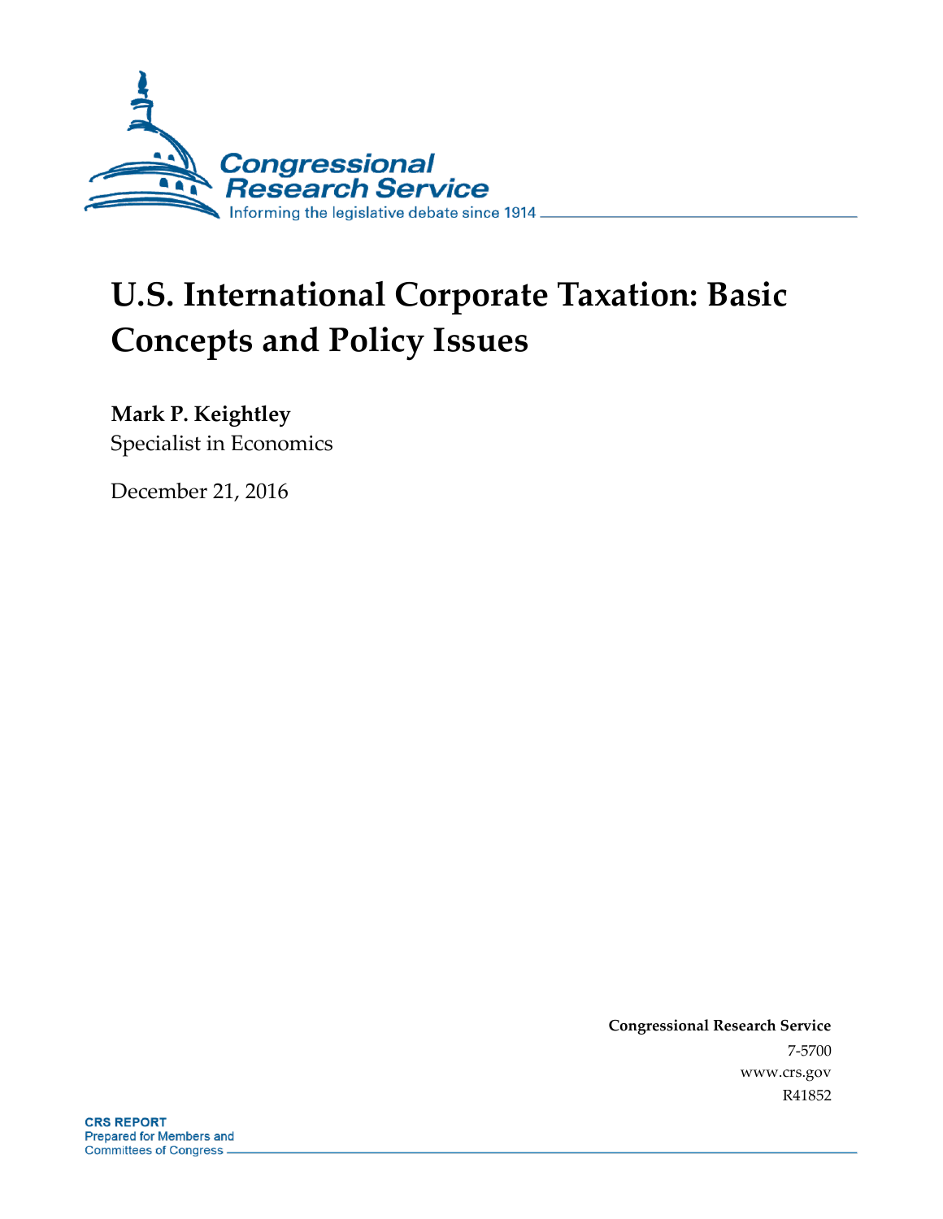Congressional Research Service

Informing the legislative debate since 1914

# U.S. International Corporate Taxation: Basic Concepts and Policy Issues

**Mark P. Keightley**
Specialist in Economics

December 21, 2016

**Congressional Research Service**
7-5700
www.crs.gov
R41852

**CRS REPORT**
Prepared for Members and
Committees of Congress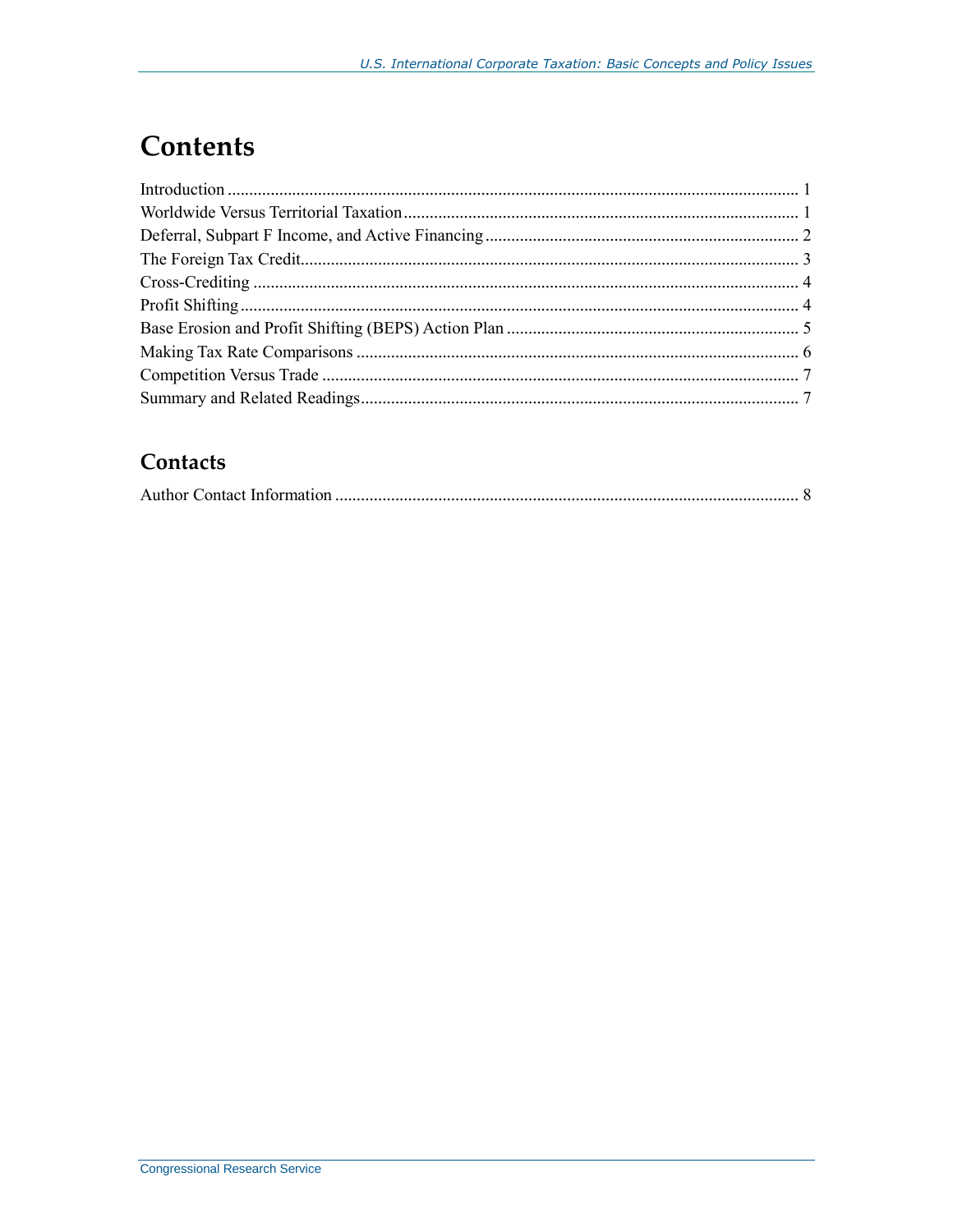# Contents

Introduction ..... 1
Worldwide Versus Territorial Taxation ..... 1
Deferral, Subpart F Income, and Active Financing ..... 2
The Foreign Tax Credit ..... 3
Cross-Crediting ..... 4
Profit Shifting ..... 4
Base Erosion and Profit Shifting (BEPS) Action Plan ..... 5
Making Tax Rate Comparisons ..... 6
Competition Versus Trade ..... 7
Summary and Related Readings ..... 7

## Contacts

Author Contact Information ..... 8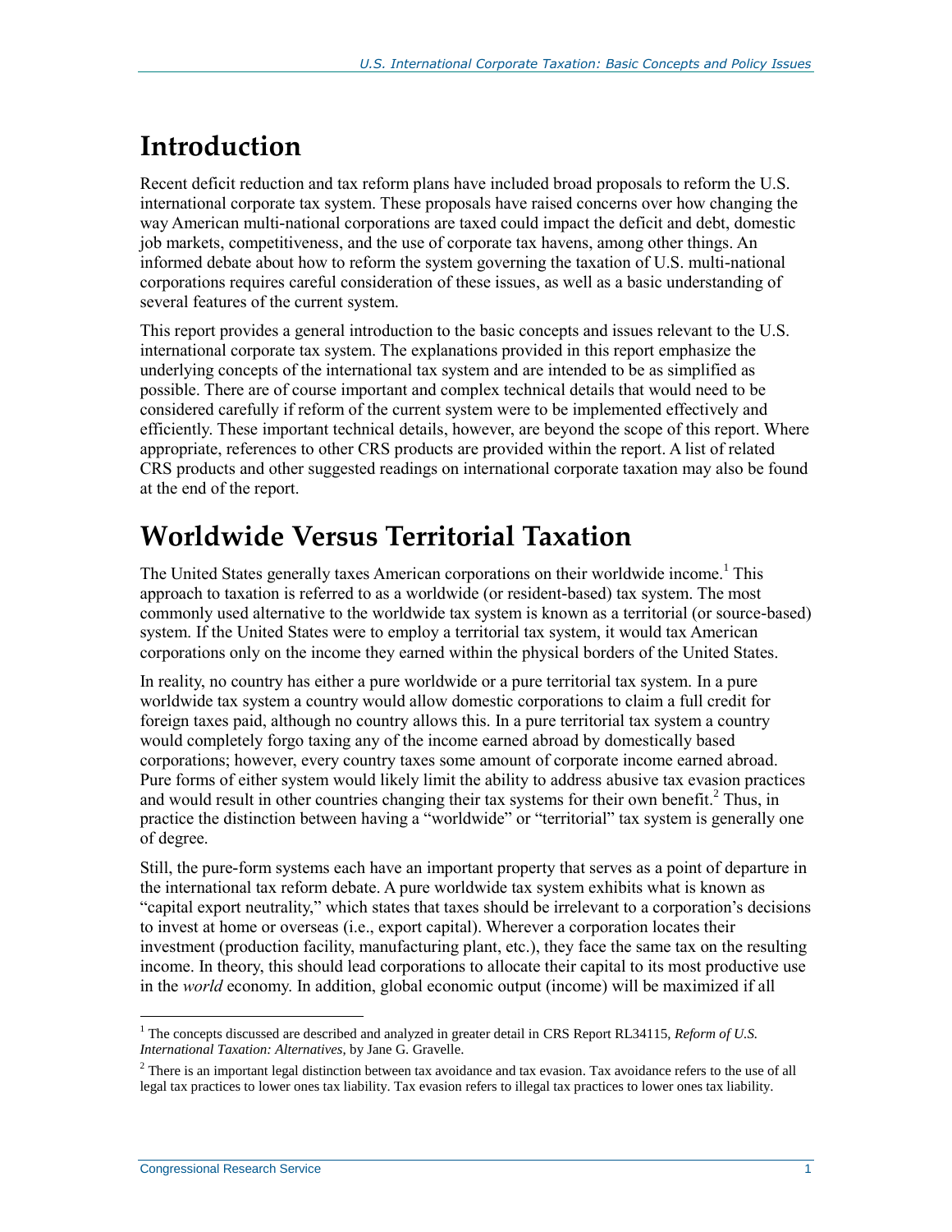# Introduction

Recent deficit reduction and tax reform plans have included broad proposals to reform the U.S. international corporate tax system. These proposals have raised concerns over how changing the way American multi-national corporations are taxed could impact the deficit and debt, domestic job markets, competitiveness, and the use of corporate tax havens, among other things. An informed debate about how to reform the system governing the taxation of U.S. multi-national corporations requires careful consideration of these issues, as well as a basic understanding of several features of the current system.

This report provides a general introduction to the basic concepts and issues relevant to the U.S. international corporate tax system. The explanations provided in this report emphasize the underlying concepts of the international tax system and are intended to be as simplified as possible. There are of course important and complex technical details that would need to be considered carefully if reform of the current system were to be implemented effectively and efficiently. These important technical details, however, are beyond the scope of this report. Where appropriate, references to other CRS products are provided within the report. A list of related CRS products and other suggested readings on international corporate taxation may also be found at the end of the report.

# Worldwide Versus Territorial Taxation

The United States generally taxes American corporations on their worldwide income.[1] This approach to taxation is referred to as a worldwide (or resident-based) tax system. The most commonly used alternative to the worldwide tax system is known as a territorial (or source-based) system. If the United States were to employ a territorial tax system, it would tax American corporations only on the income they earned within the physical borders of the United States.

In reality, no country has either a pure worldwide or a pure territorial tax system. In a pure worldwide tax system a country would allow domestic corporations to claim a full credit for foreign taxes paid, although no country allows this. In a pure territorial tax system a country would completely forgo taxing any of the income earned abroad by domestically based corporations; however, every country taxes some amount of corporate income earned abroad. Pure forms of either system would likely limit the ability to address abusive tax evasion practices and would result in other countries changing their tax systems for their own benefit.[2] Thus, in practice the distinction between having a "worldwide" or "territorial" tax system is generally one of degree.

Still, the pure-form systems each have an important property that serves as a point of departure in the international tax reform debate. A pure worldwide tax system exhibits what is known as "capital export neutrality," which states that taxes should be irrelevant to a corporation's decisions to invest at home or overseas (i.e., export capital). Wherever a corporation locates their investment (production facility, manufacturing plant, etc.), they face the same tax on the resulting income. In theory, this should lead corporations to allocate their capital to its most productive use in the *world* economy. In addition, global economic output (income) will be maximized if all

[1] The concepts discussed are described and analyzed in greater detail in CRS Report RL34115, *Reform of U.S. International Taxation: Alternatives*, by Jane G. Gravelle.

[2] There is an important legal distinction between tax avoidance and tax evasion. Tax avoidance refers to the use of all legal tax practices to lower ones tax liability. Tax evasion refers to illegal tax practices to lower ones tax liability.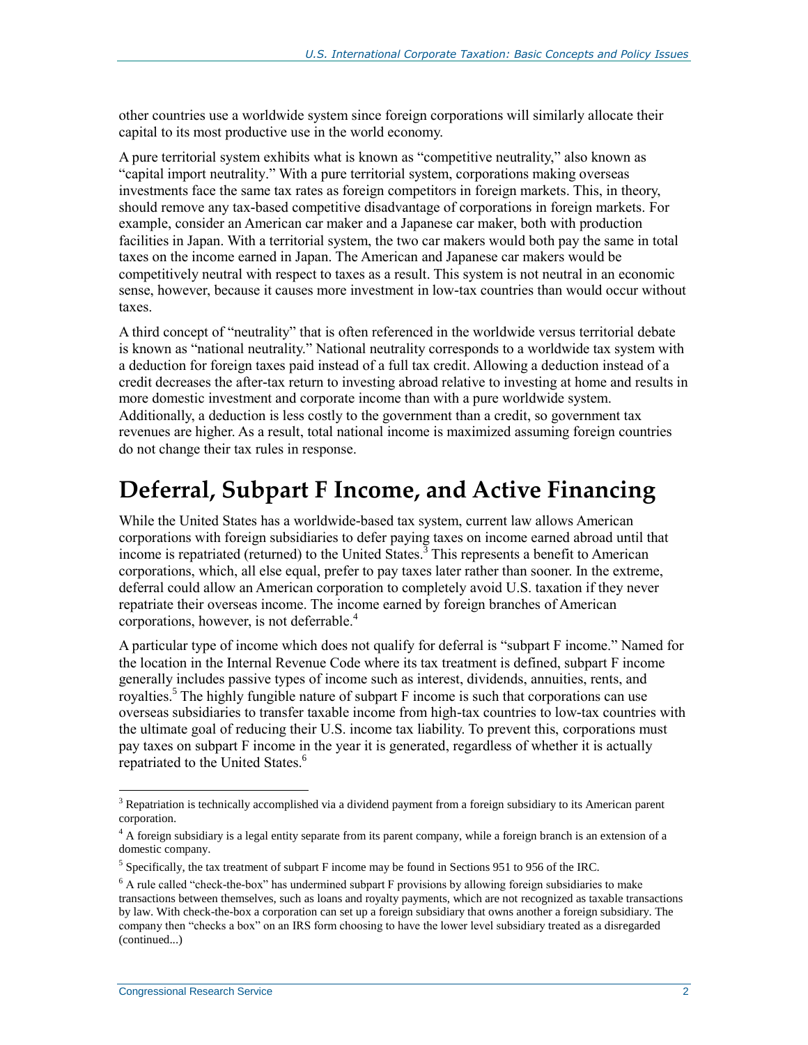other countries use a worldwide system since foreign corporations will similarly allocate their capital to its most productive use in the world economy.

A pure territorial system exhibits what is known as "competitive neutrality," also known as "capital import neutrality." With a pure territorial system, corporations making overseas investments face the same tax rates as foreign competitors in foreign markets. This, in theory, should remove any tax-based competitive disadvantage of corporations in foreign markets. For example, consider an American car maker and a Japanese car maker, both with production facilities in Japan. With a territorial system, the two car makers would both pay the same in total taxes on the income earned in Japan. The American and Japanese car makers would be competitively neutral with respect to taxes as a result. This system is not neutral in an economic sense, however, because it causes more investment in low-tax countries than would occur without taxes.

A third concept of "neutrality" that is often referenced in the worldwide versus territorial debate is known as "national neutrality." National neutrality corresponds to a worldwide tax system with a deduction for foreign taxes paid instead of a full tax credit. Allowing a deduction instead of a credit decreases the after-tax return to investing abroad relative to investing at home and results in more domestic investment and corporate income than with a pure worldwide system. Additionally, a deduction is less costly to the government than a credit, so government tax revenues are higher. As a result, total national income is maximized assuming foreign countries do not change their tax rules in response.

# Deferral, Subpart F Income, and Active Financing

While the United States has a worldwide-based tax system, current law allows American corporations with foreign subsidiaries to defer paying taxes on income earned abroad until that income is repatriated (returned) to the United States.[3] This represents a benefit to American corporations, which, all else equal, prefer to pay taxes later rather than sooner. In the extreme, deferral could allow an American corporation to completely avoid U.S. taxation if they never repatriate their overseas income. The income earned by foreign branches of American corporations, however, is not deferrable.[4]

A particular type of income which does not qualify for deferral is "subpart F income." Named for the location in the Internal Revenue Code where its tax treatment is defined, subpart F income generally includes passive types of income such as interest, dividends, annuities, rents, and royalties.[5] The highly fungible nature of subpart F income is such that corporations can use overseas subsidiaries to transfer taxable income from high-tax countries to low-tax countries with the ultimate goal of reducing their U.S. income tax liability. To prevent this, corporations must pay taxes on subpart F income in the year it is generated, regardless of whether it is actually repatriated to the United States.[6]

---

[3] Repatriation is technically accomplished via a dividend payment from a foreign subsidiary to its American parent corporation.

[4] A foreign subsidiary is a legal entity separate from its parent company, while a foreign branch is an extension of a domestic company.

[5] Specifically, the tax treatment of subpart F income may be found in Sections 951 to 956 of the IRC.

[6] A rule called "check-the-box" has undermined subpart F provisions by allowing foreign subsidiaries to make transactions between themselves, such as loans and royalty payments, which are not recognized as taxable transactions by law. With check-the-box a corporation can set up a foreign subsidiary that owns another a foreign subsidiary. The company then "checks a box" on an IRS form choosing to have the lower level subsidiary treated as a disregarded (continued...)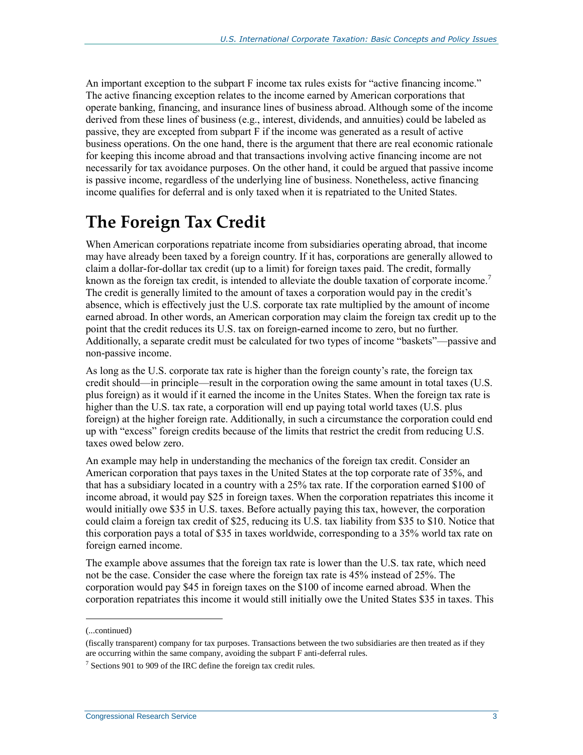An important exception to the subpart F income tax rules exists for "active financing income." The active financing exception relates to the income earned by American corporations that operate banking, financing, and insurance lines of business abroad. Although some of the income derived from these lines of business (e.g., interest, dividends, and annuities) could be labeled as passive, they are excepted from subpart F if the income was generated as a result of active business operations. On the one hand, there is the argument that there are real economic rationale for keeping this income abroad and that transactions involving active financing income are not necessarily for tax avoidance purposes. On the other hand, it could be argued that passive income is passive income, regardless of the underlying line of business. Nonetheless, active financing income qualifies for deferral and is only taxed when it is repatriated to the United States.

# The Foreign Tax Credit

When American corporations repatriate income from subsidiaries operating abroad, that income may have already been taxed by a foreign country. If it has, corporations are generally allowed to claim a dollar-for-dollar tax credit (up to a limit) for foreign taxes paid. The credit, formally known as the foreign tax credit, is intended to alleviate the double taxation of corporate income.[7] The credit is generally limited to the amount of taxes a corporation would pay in the credit's absence, which is effectively just the U.S. corporate tax rate multiplied by the amount of income earned abroad. In other words, an American corporation may claim the foreign tax credit up to the point that the credit reduces its U.S. tax on foreign-earned income to zero, but no further. Additionally, a separate credit must be calculated for two types of income "baskets"—passive and non-passive income.

As long as the U.S. corporate tax rate is higher than the foreign county's rate, the foreign tax credit should—in principle—result in the corporation owing the same amount in total taxes (U.S. plus foreign) as it would if it earned the income in the Unites States. When the foreign tax rate is higher than the U.S. tax rate, a corporation will end up paying total world taxes (U.S. plus foreign) at the higher foreign rate. Additionally, in such a circumstance the corporation could end up with "excess" foreign credits because of the limits that restrict the credit from reducing U.S. taxes owed below zero.

An example may help in understanding the mechanics of the foreign tax credit. Consider an American corporation that pays taxes in the United States at the top corporate rate of 35%, and that has a subsidiary located in a country with a 25% tax rate. If the corporation earned $100 of income abroad, it would pay $25 in foreign taxes. When the corporation repatriates this income it would initially owe $35 in U.S. taxes. Before actually paying this tax, however, the corporation could claim a foreign tax credit of $25, reducing its U.S. tax liability from $35 to $10. Notice that this corporation pays a total of $35 in taxes worldwide, corresponding to a 35% world tax rate on foreign earned income.

The example above assumes that the foreign tax rate is lower than the U.S. tax rate, which need not be the case. Consider the case where the foreign tax rate is 45% instead of 25%. The corporation would pay $45 in foreign taxes on the $100 of income earned abroad. When the corporation repatriates this income it would still initially owe the United States $35 in taxes. This

---

(...continued)

(fiscally transparent) company for tax purposes. Transactions between the two subsidiaries are then treated as if they are occurring within the same company, avoiding the subpart F anti-deferral rules.

[7] Sections 901 to 909 of the IRC define the foreign tax credit rules.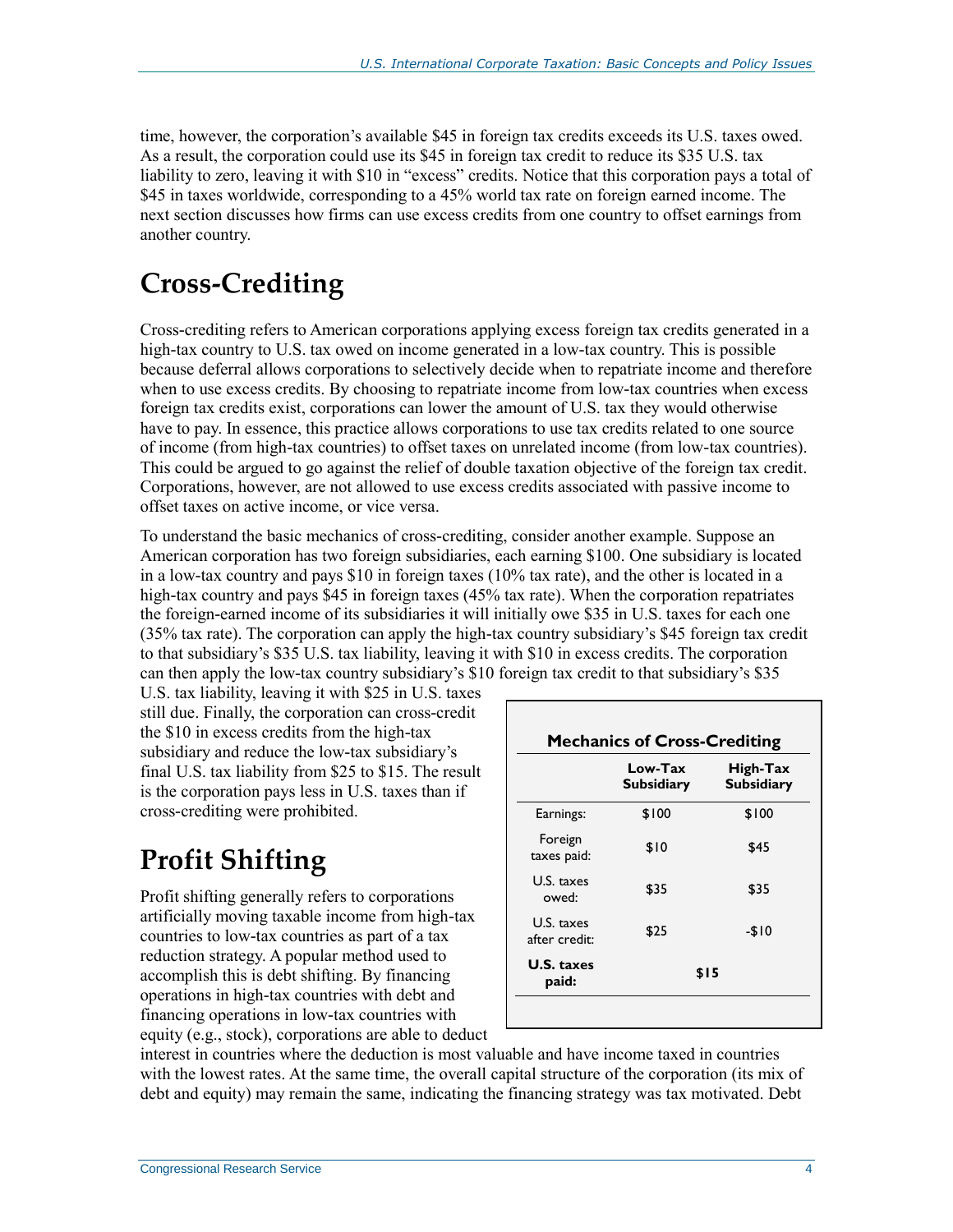time, however, the corporation's available $45 in foreign tax credits exceeds its U.S. taxes owed. As a result, the corporation could use its $45 in foreign tax credit to reduce its $35 U.S. tax liability to zero, leaving it with $10 in "excess" credits. Notice that this corporation pays a total of $45 in taxes worldwide, corresponding to a 45% world tax rate on foreign earned income. The next section discusses how firms can use excess credits from one country to offset earnings from another country.

## Cross-Crediting

Cross-crediting refers to American corporations applying excess foreign tax credits generated in a high-tax country to U.S. tax owed on income generated in a low-tax country. This is possible because deferral allows corporations to selectively decide when to repatriate income and therefore when to use excess credits. By choosing to repatriate income from low-tax countries when excess foreign tax credits exist, corporations can lower the amount of U.S. tax they would otherwise have to pay. In essence, this practice allows corporations to use tax credits related to one source of income (from high-tax countries) to offset taxes on unrelated income (from low-tax countries). This could be argued to go against the relief of double taxation objective of the foreign tax credit. Corporations, however, are not allowed to use excess credits associated with passive income to offset taxes on active income, or vice versa.

To understand the basic mechanics of cross-crediting, consider another example. Suppose an American corporation has two foreign subsidiaries, each earning $100. One subsidiary is located in a low-tax country and pays $10 in foreign taxes (10% tax rate), and the other is located in a high-tax country and pays $45 in foreign taxes (45% tax rate). When the corporation repatriates the foreign-earned income of its subsidiaries it will initially owe $35 in U.S. taxes for each one (35% tax rate). The corporation can apply the high-tax country subsidiary's $45 foreign tax credit to that subsidiary's $35 U.S. tax liability, leaving it with $10 in excess credits. The corporation can then apply the low-tax country subsidiary's $10 foreign tax credit to that subsidiary's $35 U.S. tax liability, leaving it with $25 in U.S. taxes still due. Finally, the corporation can cross-credit the $10 in excess credits from the high-tax subsidiary and reduce the low-tax subsidiary's final U.S. tax liability from $25 to $15. The result is the corporation pays less in U.S. taxes than if cross-crediting were prohibited.

**Mechanics of Cross-Crediting**

| | Low-Tax Subsidiary | High-Tax Subsidiary |
|---|---|---|
| Earnings: | $100 | $100 |
| Foreign taxes paid: | $10 | $45 |
| U.S. taxes owed: | $35 | $35 |
| U.S. taxes after credit: | $25 | -$10 |
| **U.S. taxes paid:** | **$15** | |

## Profit Shifting

Profit shifting generally refers to corporations artificially moving taxable income from high-tax countries to low-tax countries as part of a tax reduction strategy. A popular method used to accomplish this is debt shifting. By financing operations in high-tax countries with debt and financing operations in low-tax countries with equity (e.g., stock), corporations are able to deduct interest in countries where the deduction is most valuable and have income taxed in countries with the lowest rates. At the same time, the overall capital structure of the corporation (its mix of debt and equity) may remain the same, indicating the financing strategy was tax motivated. Debt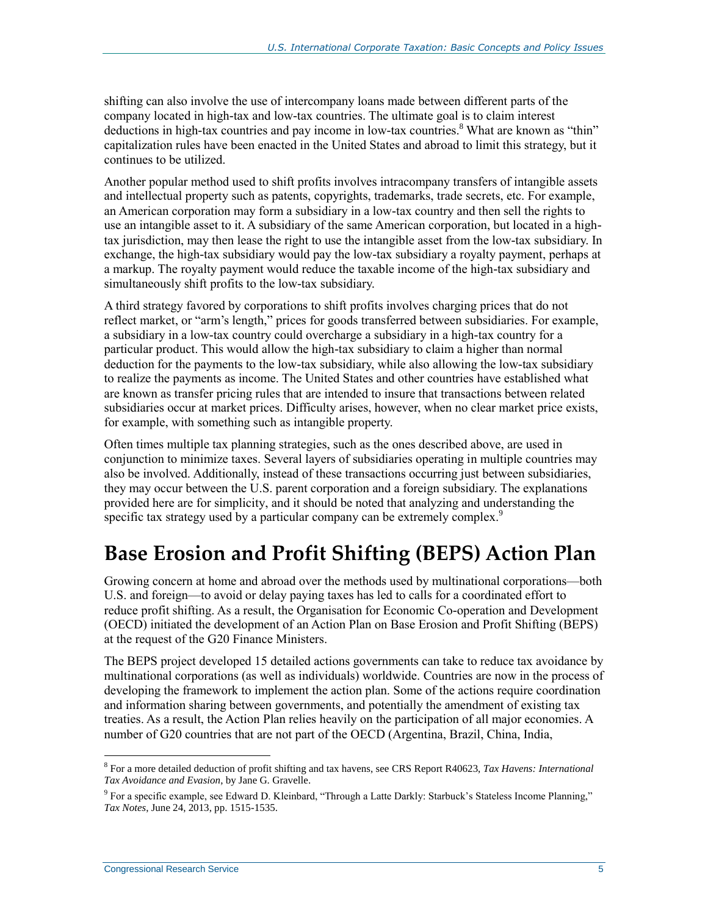shifting can also involve the use of intercompany loans made between different parts of the company located in high-tax and low-tax countries. The ultimate goal is to claim interest deductions in high-tax countries and pay income in low-tax countries.[8] What are known as "thin" capitalization rules have been enacted in the United States and abroad to limit this strategy, but it continues to be utilized.

Another popular method used to shift profits involves intracompany transfers of intangible assets and intellectual property such as patents, copyrights, trademarks, trade secrets, etc. For example, an American corporation may form a subsidiary in a low-tax country and then sell the rights to use an intangible asset to it. A subsidiary of the same American corporation, but located in a high-tax jurisdiction, may then lease the right to use the intangible asset from the low-tax subsidiary. In exchange, the high-tax subsidiary would pay the low-tax subsidiary a royalty payment, perhaps at a markup. The royalty payment would reduce the taxable income of the high-tax subsidiary and simultaneously shift profits to the low-tax subsidiary.

A third strategy favored by corporations to shift profits involves charging prices that do not reflect market, or "arm's length," prices for goods transferred between subsidiaries. For example, a subsidiary in a low-tax country could overcharge a subsidiary in a high-tax country for a particular product. This would allow the high-tax subsidiary to claim a higher than normal deduction for the payments to the low-tax subsidiary, while also allowing the low-tax subsidiary to realize the payments as income. The United States and other countries have established what are known as transfer pricing rules that are intended to insure that transactions between related subsidiaries occur at market prices. Difficulty arises, however, when no clear market price exists, for example, with something such as intangible property.

Often times multiple tax planning strategies, such as the ones described above, are used in conjunction to minimize taxes. Several layers of subsidiaries operating in multiple countries may also be involved. Additionally, instead of these transactions occurring just between subsidiaries, they may occur between the U.S. parent corporation and a foreign subsidiary. The explanations provided here are for simplicity, and it should be noted that analyzing and understanding the specific tax strategy used by a particular company can be extremely complex.[9]

# Base Erosion and Profit Shifting (BEPS) Action Plan

Growing concern at home and abroad over the methods used by multinational corporations—both U.S. and foreign—to avoid or delay paying taxes has led to calls for a coordinated effort to reduce profit shifting. As a result, the Organisation for Economic Co-operation and Development (OECD) initiated the development of an Action Plan on Base Erosion and Profit Shifting (BEPS) at the request of the G20 Finance Ministers.

The BEPS project developed 15 detailed actions governments can take to reduce tax avoidance by multinational corporations (as well as individuals) worldwide. Countries are now in the process of developing the framework to implement the action plan. Some of the actions require coordination and information sharing between governments, and potentially the amendment of existing tax treaties. As a result, the Action Plan relies heavily on the participation of all major economies. A number of G20 countries that are not part of the OECD (Argentina, Brazil, China, India,

---

[8] For a more detailed deduction of profit shifting and tax havens, see CRS Report R40623, *Tax Havens: International Tax Avoidance and Evasion*, by Jane G. Gravelle.

[9] For a specific example, see Edward D. Kleinbard, "Through a Latte Darkly: Starbuck's Stateless Income Planning," *Tax Notes*, June 24, 2013, pp. 1515-1535.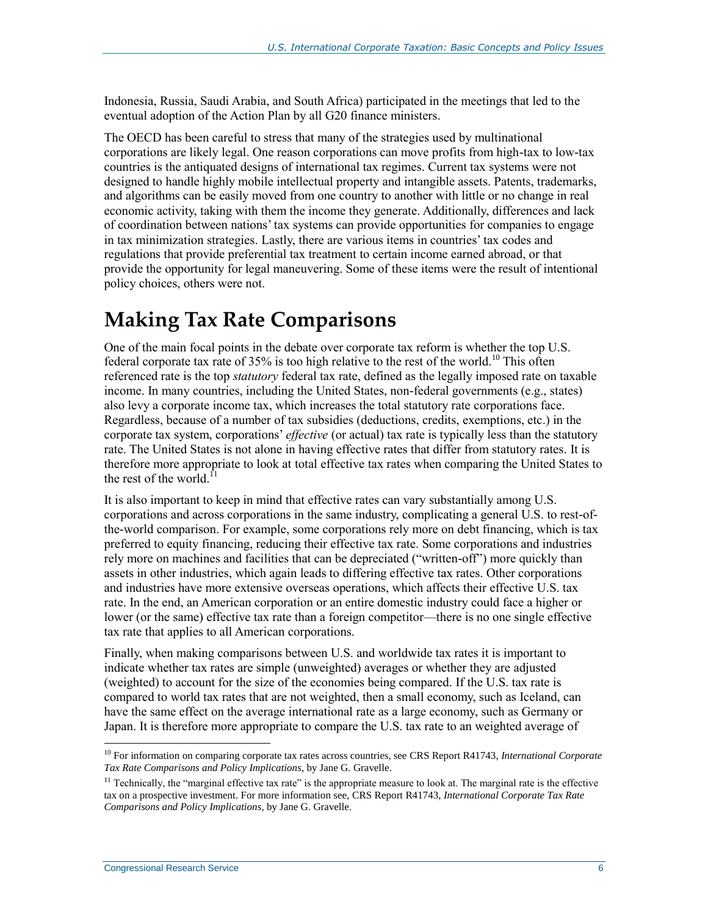Indonesia, Russia, Saudi Arabia, and South Africa) participated in the meetings that led to the eventual adoption of the Action Plan by all G20 finance ministers.

The OECD has been careful to stress that many of the strategies used by multinational corporations are likely legal. One reason corporations can move profits from high-tax to low-tax countries is the antiquated designs of international tax regimes. Current tax systems were not designed to handle highly mobile intellectual property and intangible assets. Patents, trademarks, and algorithms can be easily moved from one country to another with little or no change in real economic activity, taking with them the income they generate. Additionally, differences and lack of coordination between nations' tax systems can provide opportunities for companies to engage in tax minimization strategies. Lastly, there are various items in countries' tax codes and regulations that provide preferential tax treatment to certain income earned abroad, or that provide the opportunity for legal maneuvering. Some of these items were the result of intentional policy choices, others were not.

# Making Tax Rate Comparisons

One of the main focal points in the debate over corporate tax reform is whether the top U.S. federal corporate tax rate of 35% is too high relative to the rest of the world.[10] This often referenced rate is the top *statutory* federal tax rate, defined as the legally imposed rate on taxable income. In many countries, including the United States, non-federal governments (e.g., states) also levy a corporate income tax, which increases the total statutory rate corporations face. Regardless, because of a number of tax subsidies (deductions, credits, exemptions, etc.) in the corporate tax system, corporations' *effective* (or actual) tax rate is typically less than the statutory rate. The United States is not alone in having effective rates that differ from statutory rates. It is therefore more appropriate to look at total effective tax rates when comparing the United States to the rest of the world.[11]

It is also important to keep in mind that effective rates can vary substantially among U.S. corporations and across corporations in the same industry, complicating a general U.S. to rest-of-the-world comparison. For example, some corporations rely more on debt financing, which is tax preferred to equity financing, reducing their effective tax rate. Some corporations and industries rely more on machines and facilities that can be depreciated ("written-off") more quickly than assets in other industries, which again leads to differing effective tax rates. Other corporations and industries have more extensive overseas operations, which affects their effective U.S. tax rate. In the end, an American corporation or an entire domestic industry could face a higher or lower (or the same) effective tax rate than a foreign competitor—there is no one single effective tax rate that applies to all American corporations.

Finally, when making comparisons between U.S. and worldwide tax rates it is important to indicate whether tax rates are simple (unweighted) averages or whether they are adjusted (weighted) to account for the size of the economies being compared. If the U.S. tax rate is compared to world tax rates that are not weighted, then a small economy, such as Iceland, can have the same effect on the average international rate as a large economy, such as Germany or Japan. It is therefore more appropriate to compare the U.S. tax rate to an weighted average of

---

[10] For information on comparing corporate tax rates across countries, see CRS Report R41743, *International Corporate Tax Rate Comparisons and Policy Implications*, by Jane G. Gravelle.

[11] Technically, the "marginal effective tax rate" is the appropriate measure to look at. The marginal rate is the effective tax on a prospective investment. For more information see, CRS Report R41743, *International Corporate Tax Rate Comparisons and Policy Implications*, by Jane G. Gravelle.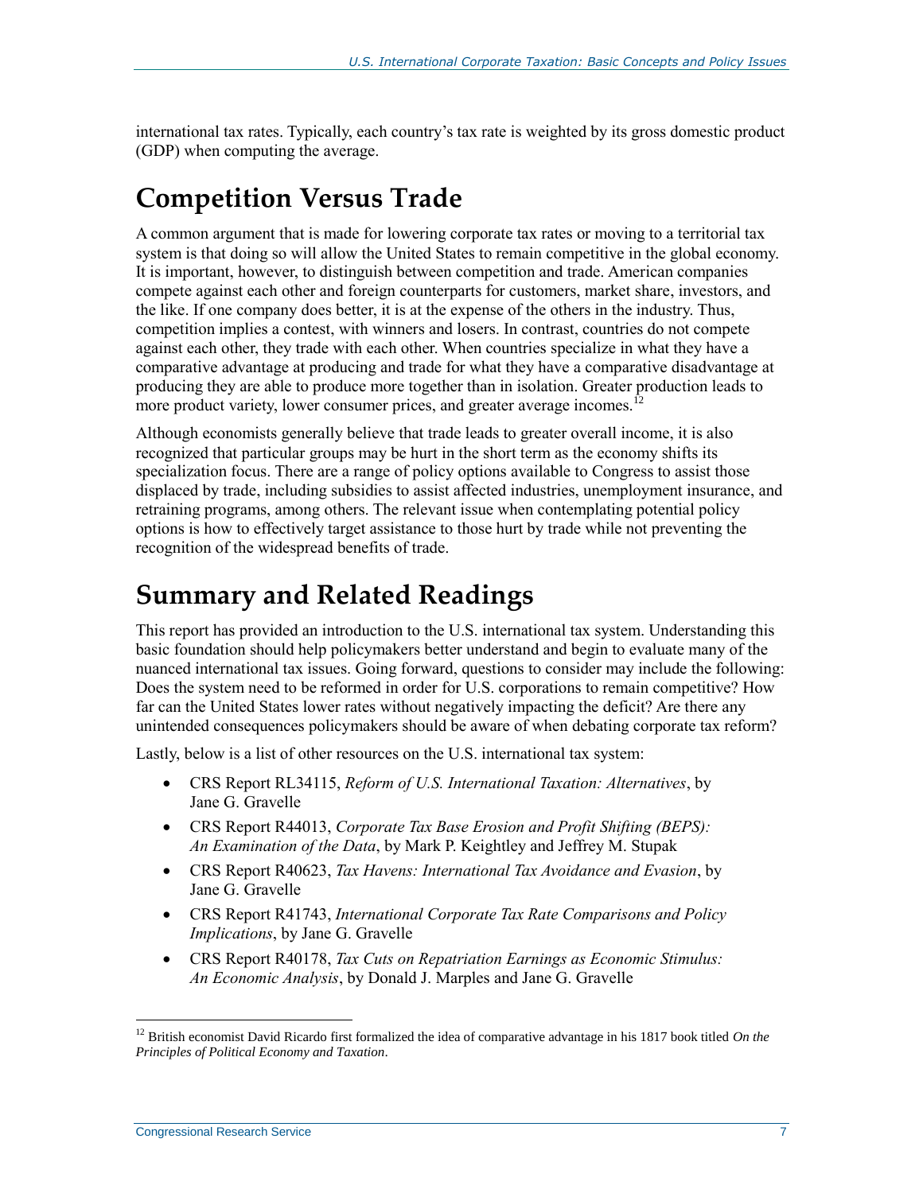international tax rates. Typically, each country's tax rate is weighted by its gross domestic product (GDP) when computing the average.

## Competition Versus Trade

A common argument that is made for lowering corporate tax rates or moving to a territorial tax system is that doing so will allow the United States to remain competitive in the global economy. It is important, however, to distinguish between competition and trade. American companies compete against each other and foreign counterparts for customers, market share, investors, and the like. If one company does better, it is at the expense of the others in the industry. Thus, competition implies a contest, with winners and losers. In contrast, countries do not compete against each other, they trade with each other. When countries specialize in what they have a comparative advantage at producing and trade for what they have a comparative disadvantage at producing they are able to produce more together than in isolation. Greater production leads to more product variety, lower consumer prices, and greater average incomes.[12]

Although economists generally believe that trade leads to greater overall income, it is also recognized that particular groups may be hurt in the short term as the economy shifts its specialization focus. There are a range of policy options available to Congress to assist those displaced by trade, including subsidies to assist affected industries, unemployment insurance, and retraining programs, among others. The relevant issue when contemplating potential policy options is how to effectively target assistance to those hurt by trade while not preventing the recognition of the widespread benefits of trade.

## Summary and Related Readings

This report has provided an introduction to the U.S. international tax system. Understanding this basic foundation should help policymakers better understand and begin to evaluate many of the nuanced international tax issues. Going forward, questions to consider may include the following: Does the system need to be reformed in order for U.S. corporations to remain competitive? How far can the United States lower rates without negatively impacting the deficit? Are there any unintended consequences policymakers should be aware of when debating corporate tax reform?

Lastly, below is a list of other resources on the U.S. international tax system:

- CRS Report RL34115, *Reform of U.S. International Taxation: Alternatives*, by Jane G. Gravelle
- CRS Report R44013, *Corporate Tax Base Erosion and Profit Shifting (BEPS): An Examination of the Data*, by Mark P. Keightley and Jeffrey M. Stupak
- CRS Report R40623, *Tax Havens: International Tax Avoidance and Evasion*, by Jane G. Gravelle
- CRS Report R41743, *International Corporate Tax Rate Comparisons and Policy Implications*, by Jane G. Gravelle
- CRS Report R40178, *Tax Cuts on Repatriation Earnings as Economic Stimulus: An Economic Analysis*, by Donald J. Marples and Jane G. Gravelle

---

[12] British economist David Ricardo first formalized the idea of comparative advantage in his 1817 book titled *On the Principles of Political Economy and Taxation*.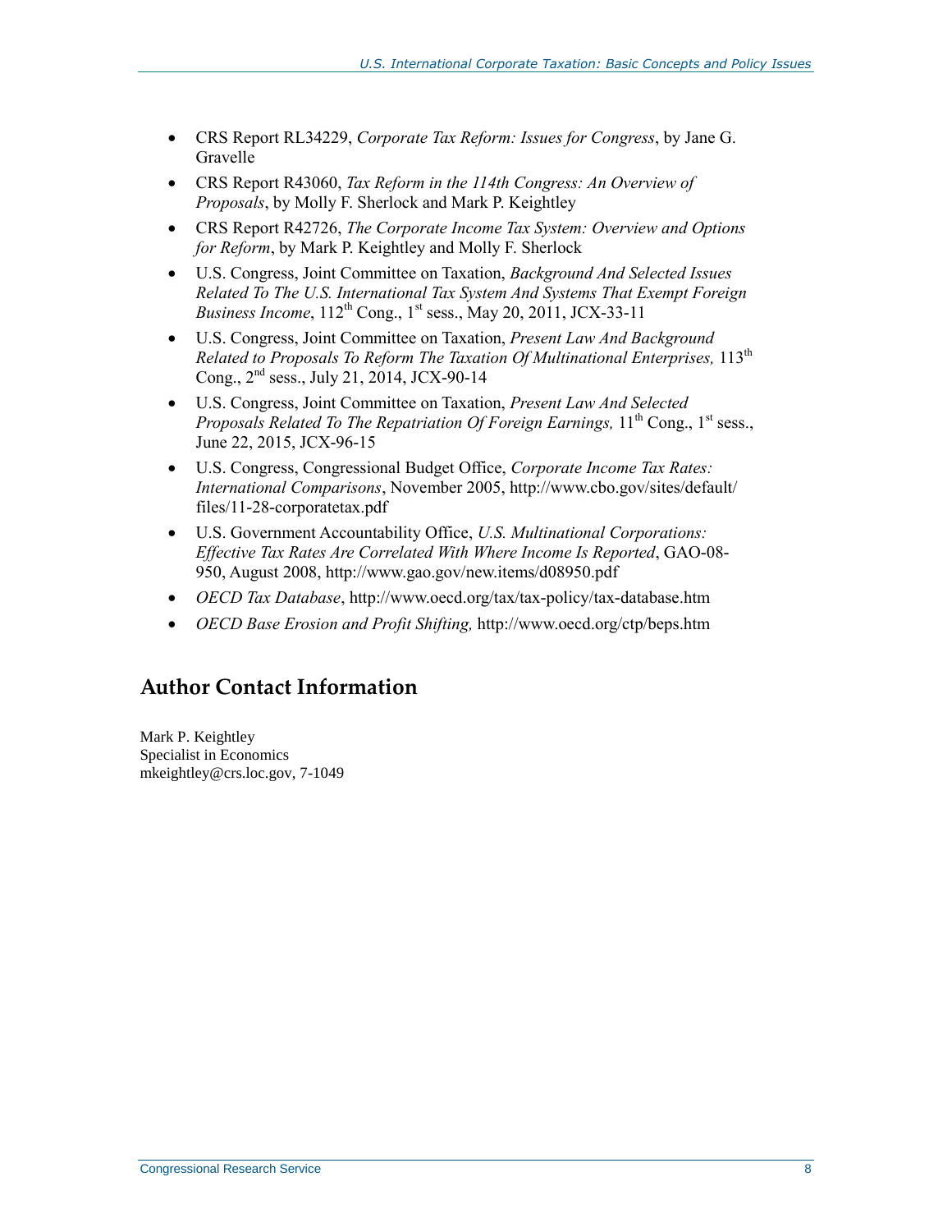- CRS Report RL34229, *Corporate Tax Reform: Issues for Congress*, by Jane G. Gravelle
- CRS Report R43060, *Tax Reform in the 114th Congress: An Overview of Proposals*, by Molly F. Sherlock and Mark P. Keightley
- CRS Report R42726, *The Corporate Income Tax System: Overview and Options for Reform*, by Mark P. Keightley and Molly F. Sherlock
- U.S. Congress, Joint Committee on Taxation, *Background And Selected Issues Related To The U.S. International Tax System And Systems That Exempt Foreign Business Income*, 112th Cong., 1st sess., May 20, 2011, JCX-33-11
- U.S. Congress, Joint Committee on Taxation, *Present Law And Background Related to Proposals To Reform The Taxation Of Multinational Enterprises,* 113th Cong., 2nd sess., July 21, 2014, JCX-90-14
- U.S. Congress, Joint Committee on Taxation, *Present Law And Selected Proposals Related To The Repatriation Of Foreign Earnings,* 11th Cong., 1st sess., June 22, 2015, JCX-96-15
- U.S. Congress, Congressional Budget Office, *Corporate Income Tax Rates: International Comparisons*, November 2005, http://www.cbo.gov/sites/default/files/11-28-corporatetax.pdf
- U.S. Government Accountability Office, *U.S. Multinational Corporations: Effective Tax Rates Are Correlated With Where Income Is Reported*, GAO-08-950, August 2008, http://www.gao.gov/new.items/d08950.pdf
- *OECD Tax Database*, http://www.oecd.org/tax/tax-policy/tax-database.htm
- *OECD Base Erosion and Profit Shifting,* http://www.oecd.org/ctp/beps.htm

## Author Contact Information

Mark P. Keightley
Specialist in Economics
mkeightley@crs.loc.gov, 7-1049